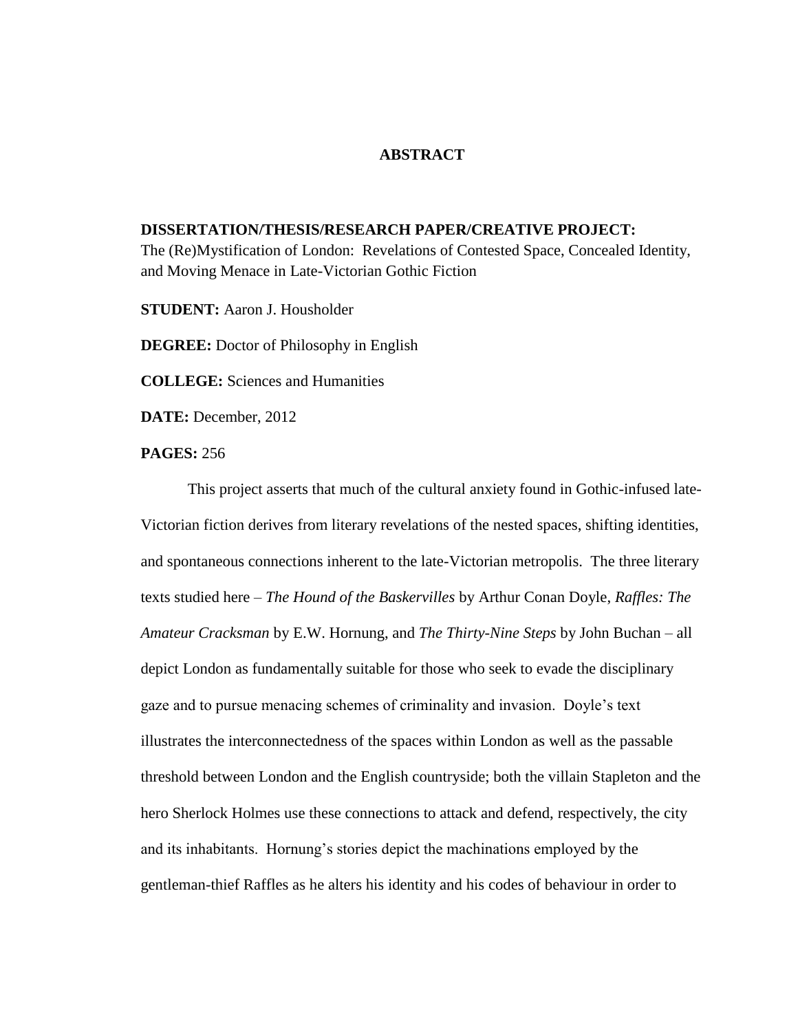# ABSTRACT

**DISSERTATION/THESIS/RESEARCH PAPER/CREATIVE PROJECT:**
The (Re)Mystification of London: Revelations of Contested Space, Concealed Identity, and Moving Menace in Late-Victorian Gothic Fiction

**STUDENT:** Aaron J. Housholder

**DEGREE:** Doctor of Philosophy in English

**COLLEGE:** Sciences and Humanities

**DATE:** December, 2012

**PAGES:** 256

This project asserts that much of the cultural anxiety found in Gothic-infused late-Victorian fiction derives from literary revelations of the nested spaces, shifting identities, and spontaneous connections inherent to the late-Victorian metropolis. The three literary texts studied here – *The Hound of the Baskervilles* by Arthur Conan Doyle, *Raffles: The Amateur Cracksman* by E.W. Hornung, and *The Thirty-Nine Steps* by John Buchan – all depict London as fundamentally suitable for those who seek to evade the disciplinary gaze and to pursue menacing schemes of criminality and invasion. Doyle's text illustrates the interconnectedness of the spaces within London as well as the passable threshold between London and the English countryside; both the villain Stapleton and the hero Sherlock Holmes use these connections to attack and defend, respectively, the city and its inhabitants. Hornung's stories depict the machinations employed by the gentleman-thief Raffles as he alters his identity and his codes of behaviour in order to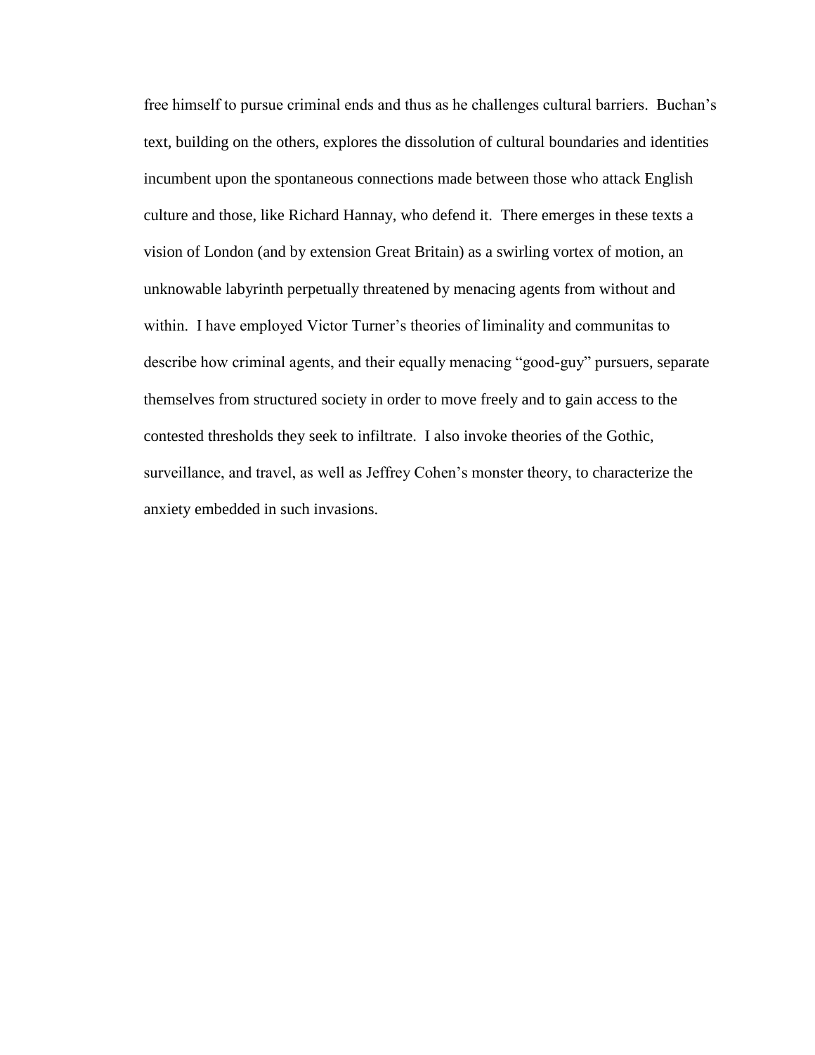free himself to pursue criminal ends and thus as he challenges cultural barriers. Buchan's text, building on the others, explores the dissolution of cultural boundaries and identities incumbent upon the spontaneous connections made between those who attack English culture and those, like Richard Hannay, who defend it. There emerges in these texts a vision of London (and by extension Great Britain) as a swirling vortex of motion, an unknowable labyrinth perpetually threatened by menacing agents from without and within. I have employed Victor Turner's theories of liminality and communitas to describe how criminal agents, and their equally menacing "good-guy" pursuers, separate themselves from structured society in order to move freely and to gain access to the contested thresholds they seek to infiltrate. I also invoke theories of the Gothic, surveillance, and travel, as well as Jeffrey Cohen's monster theory, to characterize the anxiety embedded in such invasions.